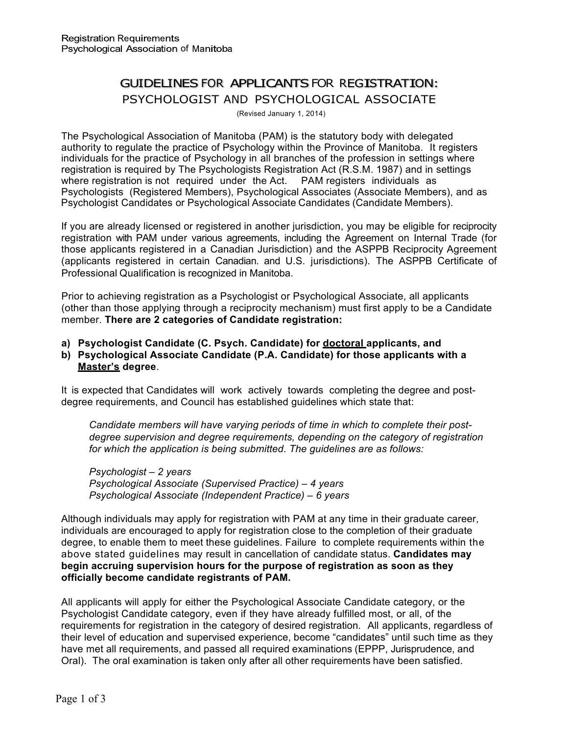# GUIDELINES FOR APPLICANTS FOR REGISTRATION:

## PSYCHOLOGIST AND PSYCHOLOGICAL ASSOCIATE

(Revised January 1, 2014)

The Psychological Association of Manitoba (PAM) is the statutory body with delegated authority to regulate the practice of Psychology within the Province of Manitoba. It registers individuals for the practice of Psychology in all branches of the profession in settings where registration is required by The Psychologists Registration Act (R.S.M. 1987) and in settings where registration is not required under the Act. PAM registers individuals as Psychologists (Registered Members), Psychological Associates (Associate Members), and as Psychologist Candidates or Psychological Associate Candidates (Candidate Members).

If you are already licensed or registered in another jurisdiction, you may be eligible for reciprocity registration with PAM under various agreements, including the Agreement on Internal Trade (for those applicants registered in a Canadian Jurisdiction) and the ASPPB Reciprocity Agreement (applicants registered in certain Canadian. and U.S. jurisdictions). The ASPPB Certificate of Professional Qualification is recognized in Manitoba.

Prior to achieving registration as a Psychologist or Psychological Associate, all applicants (other than those applying through a reciprocity mechanism) must first apply to be a Candidate member. **There are 2 categories of Candidate registration:**

**a) Psychologist Candidate (C. Psych. Candidate) for <u>doctoral</u> applicants, and**
**b) Psychological Associate Candidate (P.A. Candidate) for those applicants with a <u>Master's</u> degree**.

It is expected that Candidates will work actively towards completing the degree and post-degree requirements, and Council has established guidelines which state that:

> *Candidate members will have varying periods of time in which to complete their post-degree supervision and degree requirements, depending on the category of registration for which the application is being submitted. The guidelines are as follows:*
>
> *Psychologist – 2 years*
> *Psychological Associate (Supervised Practice) – 4 years*
> *Psychological Associate (Independent Practice) – 6 years*

Although individuals may apply for registration with PAM at any time in their graduate career, individuals are encouraged to apply for registration close to the completion of their graduate degree, to enable them to meet these guidelines. Failure to complete requirements within the above stated guidelines may result in cancellation of candidate status. **Candidates may begin accruing supervision hours for the purpose of registration as soon as they officially become candidate registrants of PAM.**

All applicants will apply for either the Psychological Associate Candidate category, or the Psychologist Candidate category, even if they have already fulfilled most, or all, of the requirements for registration in the category of desired registration. All applicants, regardless of their level of education and supervised experience, become "candidates" until such time as they have met all requirements, and passed all required examinations (EPPP, Jurisprudence, and Oral). The oral examination is taken only after all other requirements have been satisfied.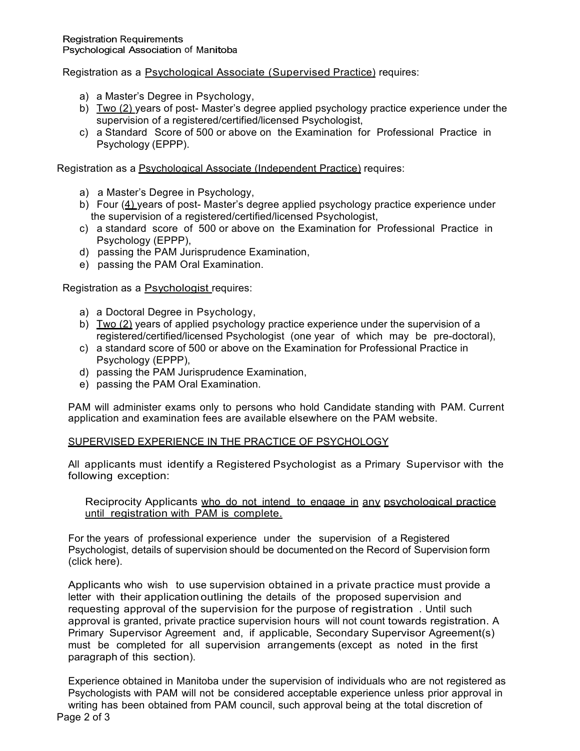Registration Requirements
Psychological Association of Manitoba

Registration as a <u>Psychological Associate (Supervised Practice)</u> requires:

a) a Master's Degree in Psychology,
b) <u>Two (2)</u> years of post- Master's degree applied psychology practice experience under the supervision of a registered/certified/licensed Psychologist,
c) a Standard Score of 500 or above on the Examination for Professional Practice in Psychology (EPPP).

Registration as a <u>Psychological Associate (Independent Practice)</u> requires:

a) a Master's Degree in Psychology,
b) Four (<u>4)</u> years of post- Master's degree applied psychology practice experience under the supervision of a registered/certified/licensed Psychologist,
c) a standard score of 500 or above on the Examination for Professional Practice in Psychology (EPPP),
d) passing the PAM Jurisprudence Examination,
e) passing the PAM Oral Examination.

Registration as a <u>Psychologist</u> requires:

a) a Doctoral Degree in Psychology,
b) <u>Two (2)</u> years of applied psychology practice experience under the supervision of a registered/certified/licensed Psychologist (one year of which may be pre-doctoral),
c) a standard score of 500 or above on the Examination for Professional Practice in Psychology (EPPP),
d) passing the PAM Jurisprudence Examination,
e) passing the PAM Oral Examination.

PAM will administer exams only to persons who hold Candidate standing with PAM. Current application and examination fees are available elsewhere on the PAM website.

<u>SUPERVISED EXPERIENCE IN THE PRACTICE OF PSYCHOLOGY</u>

All applicants must identify a Registered Psychologist as a Primary Supervisor with the following exception:

> Reciprocity Applicants <u>who do not intend to engage in any psychological practice until registration with PAM is complete.</u>

For the years of professional experience under the supervision of a Registered Psychologist, details of supervision should be documented on the Record of Supervision form (click here).

Applicants who wish to use supervision obtained in a private practice must provide a letter with their application outlining the details of the proposed supervision and requesting approval of the supervision for the purpose of registration . Until such approval is granted, private practice supervision hours will not count towards registration. A Primary Supervisor Agreement and, if applicable, Secondary Supervisor Agreement(s) must be completed for all supervision arrangements (except as noted in the first paragraph of this section).

Experience obtained in Manitoba under the supervision of individuals who are not registered as Psychologists with PAM will not be considered acceptable experience unless prior approval in writing has been obtained from PAM council, such approval being at the total discretion of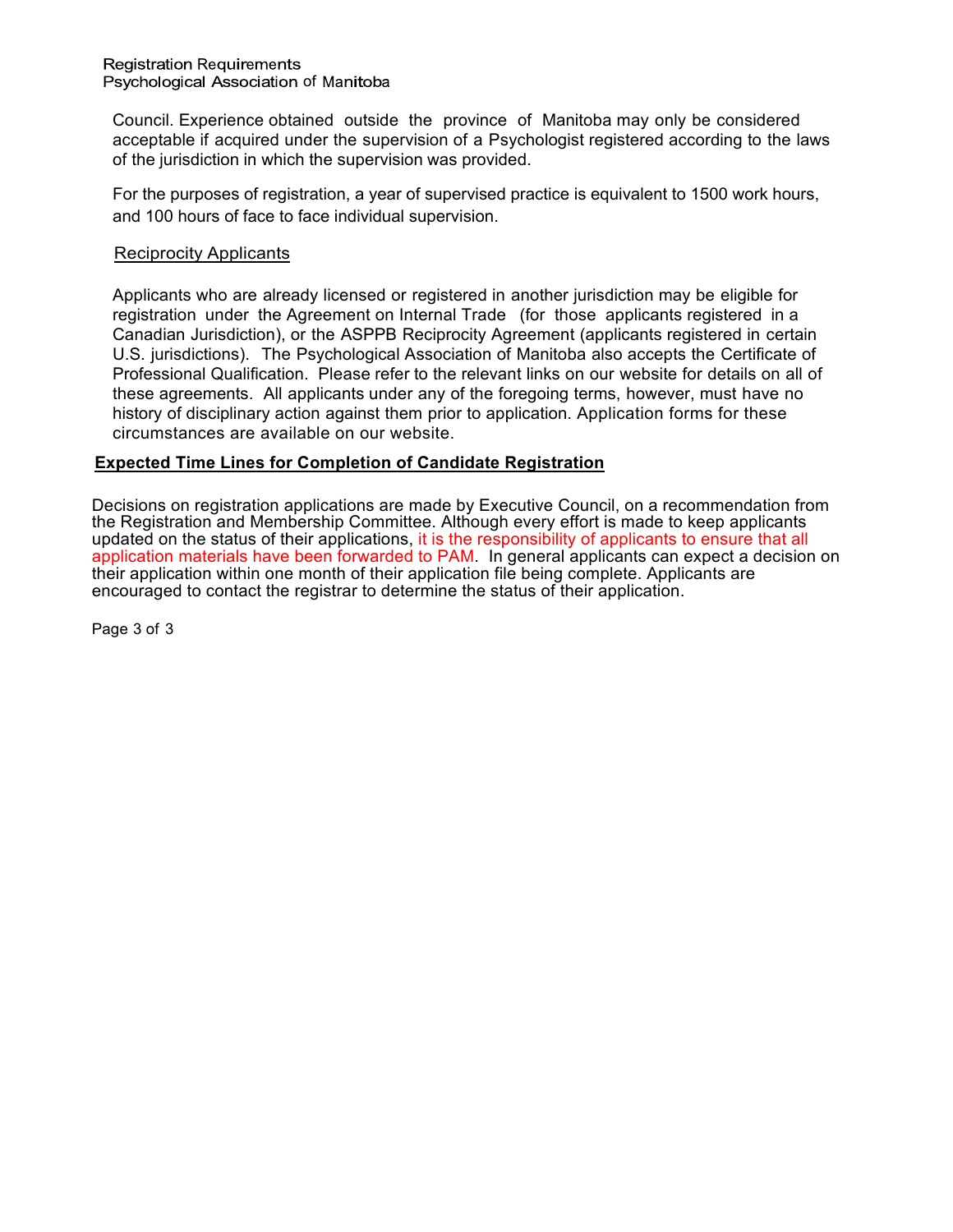Council. Experience obtained outside the province of Manitoba may only be considered acceptable if acquired under the supervision of a Psychologist registered according to the laws of the jurisdiction in which the supervision was provided.

For the purposes of registration, a year of supervised practice is equivalent to 1500 work hours, and 100 hours of face to face individual supervision.

### Reciprocity Applicants

Applicants who are already licensed or registered in another jurisdiction may be eligible for registration under the Agreement on Internal Trade (for those applicants registered in a Canadian Jurisdiction), or the ASPPB Reciprocity Agreement (applicants registered in certain U.S. jurisdictions). The Psychological Association of Manitoba also accepts the Certificate of Professional Qualification. Please refer to the relevant links on our website for details on all of these agreements. All applicants under any of the foregoing terms, however, must have no history of disciplinary action against them prior to application. Application forms for these circumstances are available on our website.

## Expected Time Lines for Completion of Candidate Registration

Decisions on registration applications are made by Executive Council, on a recommendation from the Registration and Membership Committee. Although every effort is made to keep applicants updated on the status of their applications, it is the responsibility of applicants to ensure that all application materials have been forwarded to PAM. In general applicants can expect a decision on their application within one month of their application file being complete. Applicants are encouraged to contact the registrar to determine the status of their application.